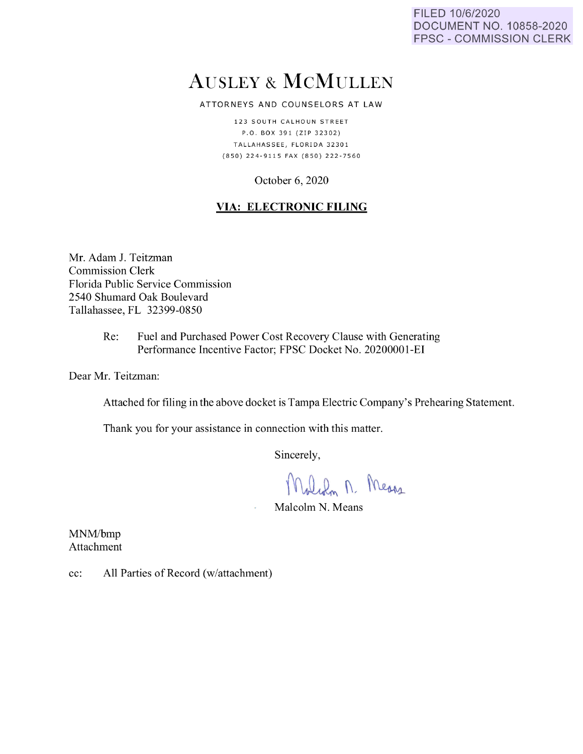FILED 10/6/2020
DOCUMENT NO. 10858-2020
FPSC - COMMISSION CLERK

# AUSLEY & MCMULLEN

ATTORNEYS AND COUNSELORS AT LAW

123 SOUTH CALHOUN STREET
P.O. BOX 391 (ZIP 32302)
TALLAHASSEE, FLORIDA 32301
(850) 224-9115 FAX (850) 222-7560

October 6, 2020

**VIA: ELECTRONIC FILING**

Mr. Adam J. Teitzman
Commission Clerk
Florida Public Service Commission
2540 Shumard Oak Boulevard
Tallahassee, FL 32399-0850

Re: Fuel and Purchased Power Cost Recovery Clause with Generating Performance Incentive Factor; FPSC Docket No. 20200001-EI

Dear Mr. Teitzman:

Attached for filing in the above docket is Tampa Electric Company's Prehearing Statement.

Thank you for your assistance in connection with this matter.

Sincerely,

Malcolm N. Means

MNM/bmp
Attachment

cc: All Parties of Record (w/attachment)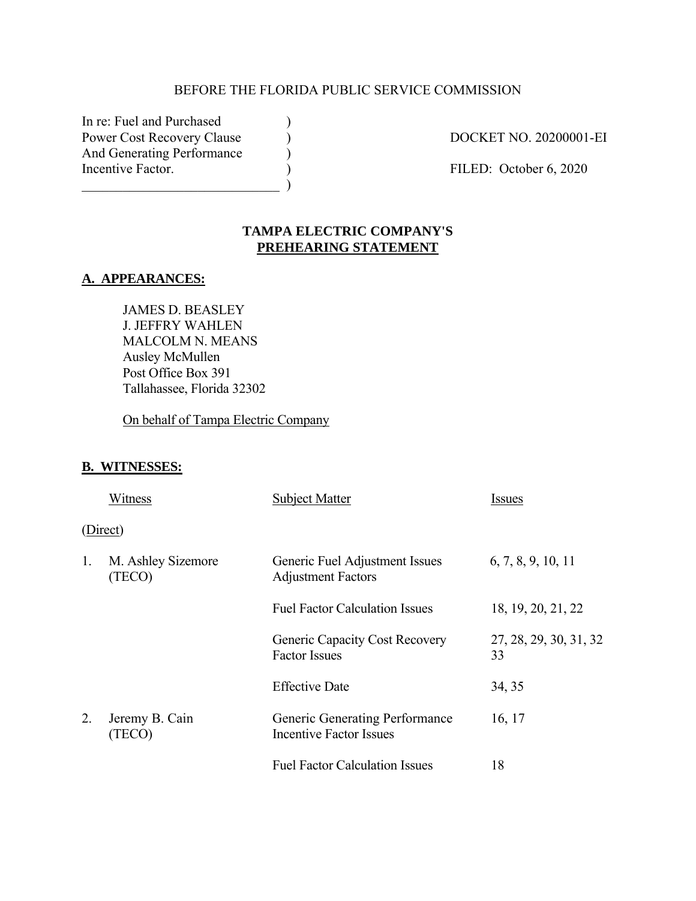BEFORE THE FLORIDA PUBLIC SERVICE COMMISSION

| | | |
|---|---|---|
| In re: Fuel and Purchased Power Cost Recovery Clause And Generating Performance Incentive Factor. | ) | DOCKET NO. 20200001-EI |
| | ) | FILED: October 6, 2020 |

# TAMPA ELECTRIC COMPANY'S PREHEARING STATEMENT

## A. APPEARANCES:

JAMES D. BEASLEY
J. JEFFRY WAHLEN
MALCOLM N. MEANS
Ausley McMullen
Post Office Box 391
Tallahassee, Florida 32302

On behalf of Tampa Electric Company

## B. WITNESSES:

| | Witness | Subject Matter | Issues |
|---|---|---|---|
| (Direct) | | | |
| 1. | M. Ashley Sizemore (TECO) | Generic Fuel Adjustment Issues Adjustment Factors | 6, 7, 8, 9, 10, 11 |
| | | Fuel Factor Calculation Issues | 18, 19, 20, 21, 22 |
| | | Generic Capacity Cost Recovery Factor Issues | 27, 28, 29, 30, 31, 32 33 |
| | | Effective Date | 34, 35 |
| 2. | Jeremy B. Cain (TECO) | Generic Generating Performance Incentive Factor Issues | 16, 17 |
| | | Fuel Factor Calculation Issues | 18 |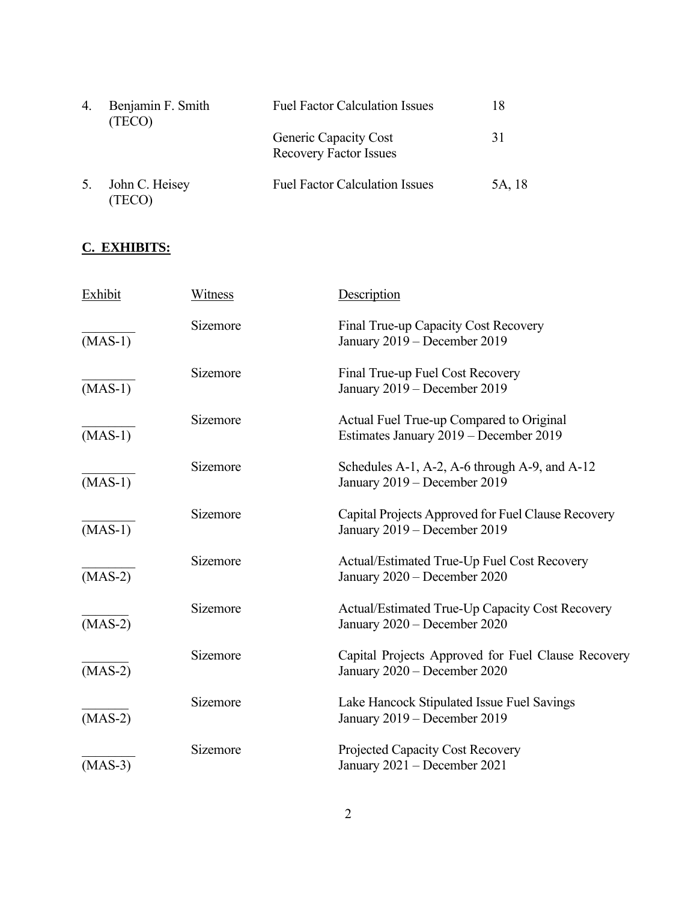| | | | |
|---|---|---|---|
| 4. | Benjamin F. Smith (TECO) | Fuel Factor Calculation Issues | 18 |
| | | Generic Capacity Cost Recovery Factor Issues | 31 |
| 5. | John C. Heisey (TECO) | Fuel Factor Calculation Issues | 5A, 18 |

## C. EXHIBITS:

| Exhibit | Witness | Description |
|---|---|---|
| _______ (MAS-1) | Sizemore | Final True-up Capacity Cost Recovery January 2019 – December 2019 |
| _______ (MAS-1) | Sizemore | Final True-up Fuel Cost Recovery January 2019 – December 2019 |
| _______ (MAS-1) | Sizemore | Actual Fuel True-up Compared to Original Estimates January 2019 – December 2019 |
| _______ (MAS-1) | Sizemore | Schedules A-1, A-2, A-6 through A-9, and A-12 January 2019 – December 2019 |
| _______ (MAS-1) | Sizemore | Capital Projects Approved for Fuel Clause Recovery January 2019 – December 2019 |
| _______ (MAS-2) | Sizemore | Actual/Estimated True-Up Fuel Cost Recovery January 2020 – December 2020 |
| _______ (MAS-2) | Sizemore | Actual/Estimated True-Up Capacity Cost Recovery January 2020 – December 2020 |
| _______ (MAS-2) | Sizemore | Capital Projects Approved for Fuel Clause Recovery January 2020 – December 2020 |
| _______ (MAS-2) | Sizemore | Lake Hancock Stipulated Issue Fuel Savings January 2019 – December 2019 |
| _______ (MAS-3) | Sizemore | Projected Capacity Cost Recovery January 2021 – December 2021 |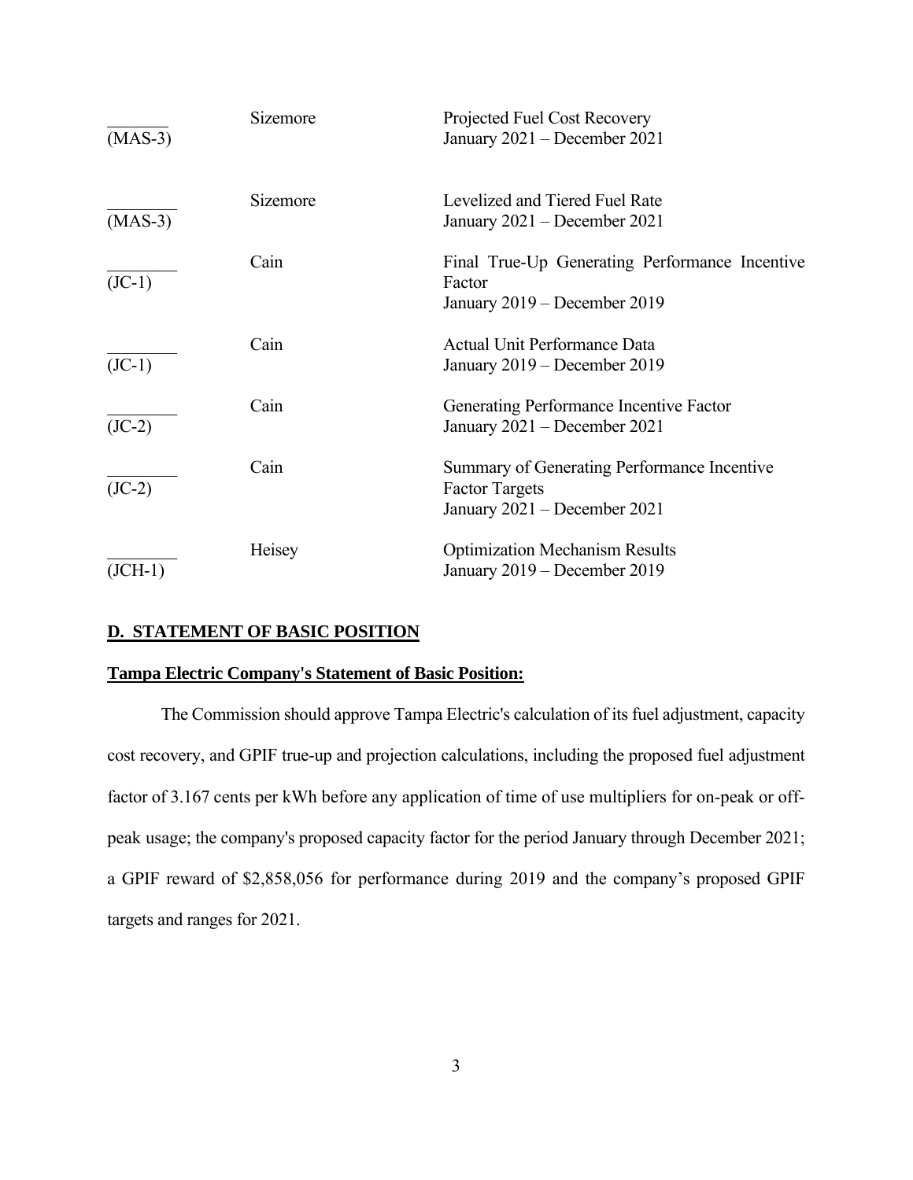| Exhibit | Witness | Description |
|---|---|---|
| _______ (MAS-3) | Sizemore | Projected Fuel Cost Recovery January 2021 – December 2021 |
| _______ (MAS-3) | Sizemore | Levelized and Tiered Fuel Rate January 2021 – December 2021 |
| _______ (JC-1) | Cain | Final True-Up Generating Performance Incentive Factor January 2019 – December 2019 |
| _______ (JC-1) | Cain | Actual Unit Performance Data January 2019 – December 2019 |
| _______ (JC-2) | Cain | Generating Performance Incentive Factor January 2021 – December 2021 |
| _______ (JC-2) | Cain | Summary of Generating Performance Incentive Factor Targets January 2021 – December 2021 |
| _______ (JCH-1) | Heisey | Optimization Mechanism Results January 2019 – December 2019 |

**D. STATEMENT OF BASIC POSITION**

**Tampa Electric Company's Statement of Basic Position:**

The Commission should approve Tampa Electric's calculation of its fuel adjustment, capacity cost recovery, and GPIF true-up and projection calculations, including the proposed fuel adjustment factor of 3.167 cents per kWh before any application of time of use multipliers for on-peak or off-peak usage; the company's proposed capacity factor for the period January through December 2021; a GPIF reward of $2,858,056 for performance during 2019 and the company's proposed GPIF targets and ranges for 2021.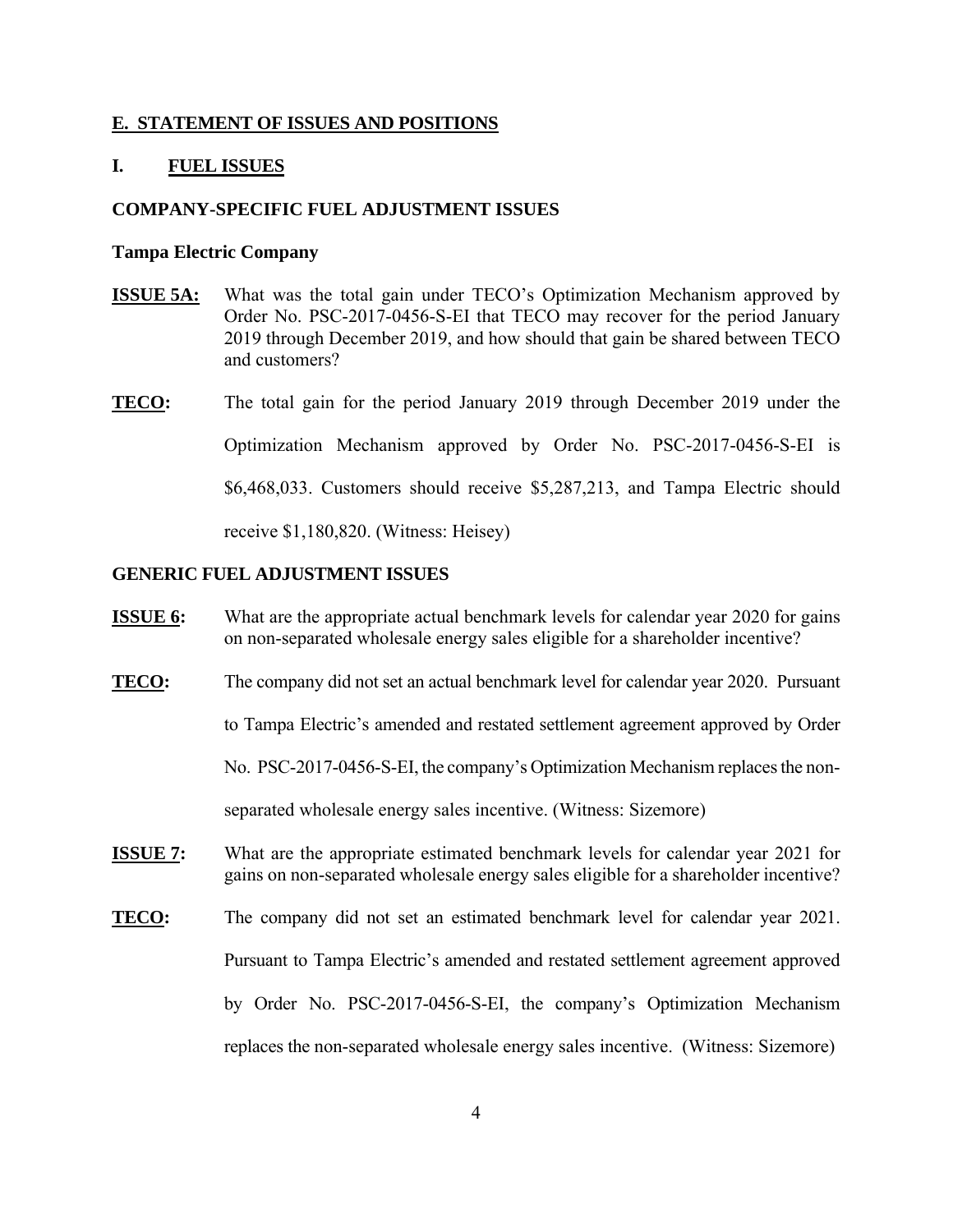## E. STATEMENT OF ISSUES AND POSITIONS

### I. FUEL ISSUES

### COMPANY-SPECIFIC FUEL ADJUSTMENT ISSUES

**Tampa Electric Company**

**ISSUE 5A:** What was the total gain under TECO's Optimization Mechanism approved by Order No. PSC-2017-0456-S-EI that TECO may recover for the period January 2019 through December 2019, and how should that gain be shared between TECO and customers?

**TECO:** The total gain for the period January 2019 through December 2019 under the Optimization Mechanism approved by Order No. PSC-2017-0456-S-EI is $6,468,033. Customers should receive $5,287,213, and Tampa Electric should receive $1,180,820. (Witness: Heisey)

### GENERIC FUEL ADJUSTMENT ISSUES

**ISSUE 6:** What are the appropriate actual benchmark levels for calendar year 2020 for gains on non-separated wholesale energy sales eligible for a shareholder incentive?

**TECO:** The company did not set an actual benchmark level for calendar year 2020. Pursuant to Tampa Electric's amended and restated settlement agreement approved by Order No. PSC-2017-0456-S-EI, the company's Optimization Mechanism replaces the non-separated wholesale energy sales incentive. (Witness: Sizemore)

**ISSUE 7:** What are the appropriate estimated benchmark levels for calendar year 2021 for gains on non-separated wholesale energy sales eligible for a shareholder incentive?

**TECO:** The company did not set an estimated benchmark level for calendar year 2021. Pursuant to Tampa Electric's amended and restated settlement agreement approved by Order No. PSC-2017-0456-S-EI, the company's Optimization Mechanism replaces the non-separated wholesale energy sales incentive. (Witness: Sizemore)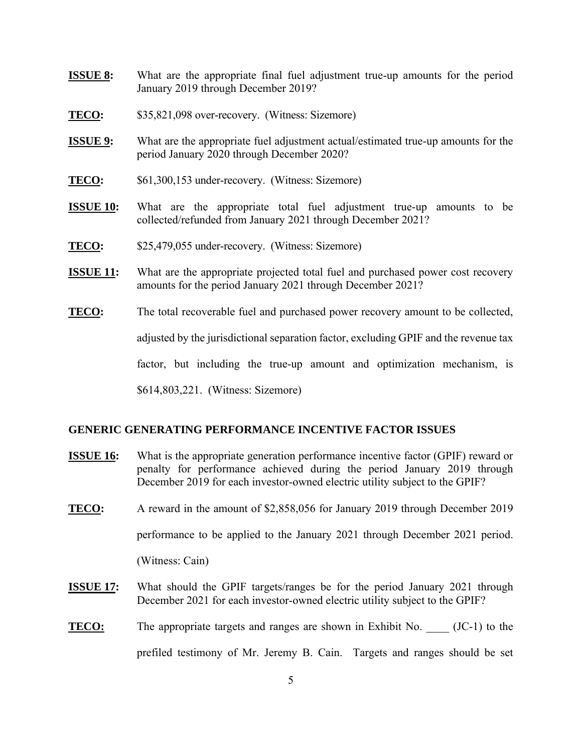**ISSUE 8:** What are the appropriate final fuel adjustment true-up amounts for the period January 2019 through December 2019?

**TECO:** $35,821,098 over-recovery. (Witness: Sizemore)

**ISSUE 9:** What are the appropriate fuel adjustment actual/estimated true-up amounts for the period January 2020 through December 2020?

**TECO:** $61,300,153 under-recovery. (Witness: Sizemore)

**ISSUE 10:** What are the appropriate total fuel adjustment true-up amounts to be collected/refunded from January 2021 through December 2021?

**TECO:** $25,479,055 under-recovery. (Witness: Sizemore)

**ISSUE 11:** What are the appropriate projected total fuel and purchased power cost recovery amounts for the period January 2021 through December 2021?

**TECO:** The total recoverable fuel and purchased power recovery amount to be collected, adjusted by the jurisdictional separation factor, excluding GPIF and the revenue tax factor, but including the true-up amount and optimization mechanism, is $614,803,221. (Witness: Sizemore)

## GENERIC GENERATING PERFORMANCE INCENTIVE FACTOR ISSUES

**ISSUE 16:** What is the appropriate generation performance incentive factor (GPIF) reward or penalty for performance achieved during the period January 2019 through December 2019 for each investor-owned electric utility subject to the GPIF?

**TECO:** A reward in the amount of $2,858,056 for January 2019 through December 2019 performance to be applied to the January 2021 through December 2021 period. (Witness: Cain)

**ISSUE 17:** What should the GPIF targets/ranges be for the period January 2021 through December 2021 for each investor-owned electric utility subject to the GPIF?

**TECO:** The appropriate targets and ranges are shown in Exhibit No. ____ (JC-1) to the prefiled testimony of Mr. Jeremy B. Cain. Targets and ranges should be set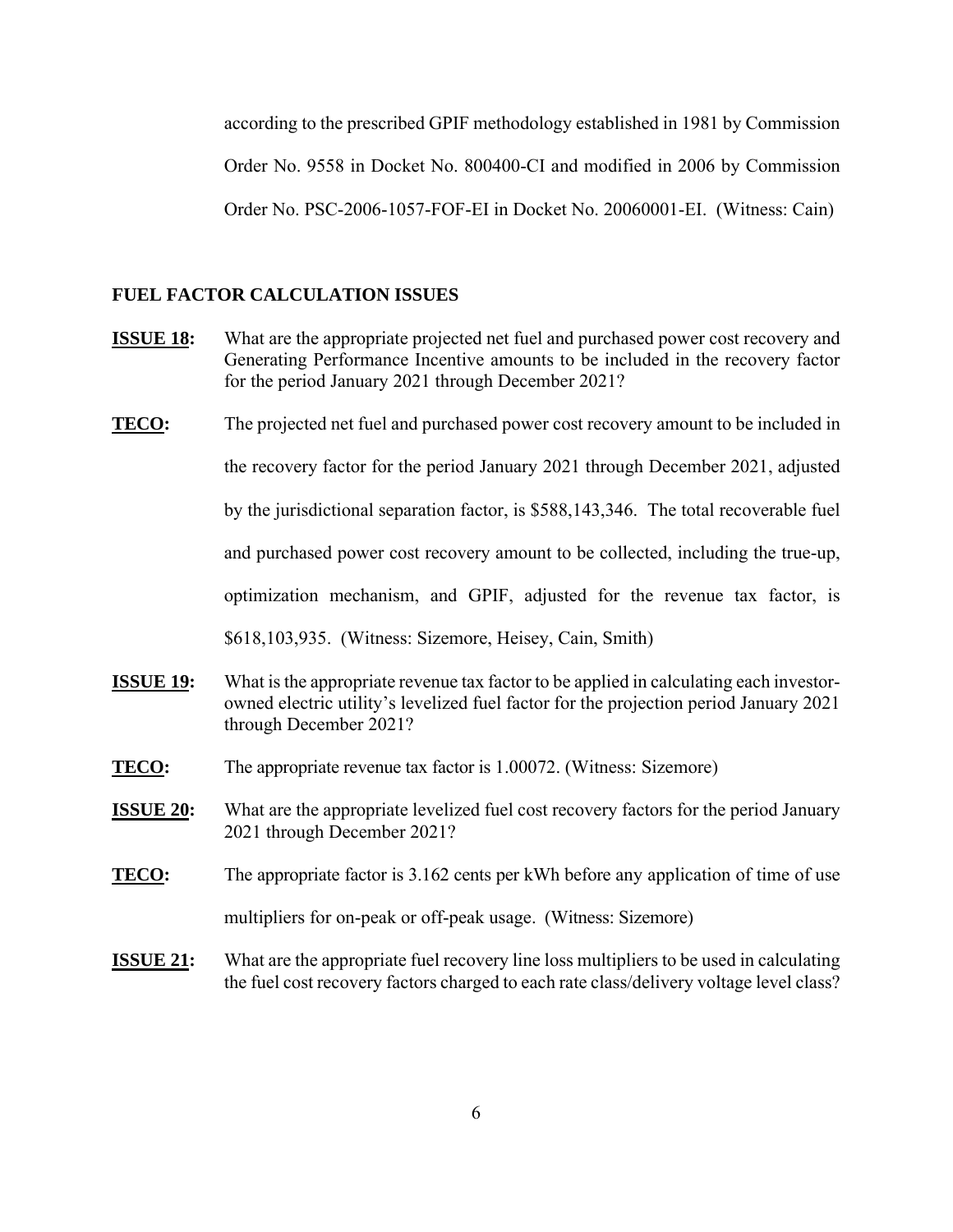according to the prescribed GPIF methodology established in 1981 by Commission Order No. 9558 in Docket No. 800400-CI and modified in 2006 by Commission Order No. PSC-2006-1057-FOF-EI in Docket No. 20060001-EI. (Witness: Cain)

## FUEL FACTOR CALCULATION ISSUES

**ISSUE 18:** What are the appropriate projected net fuel and purchased power cost recovery and Generating Performance Incentive amounts to be included in the recovery factor for the period January 2021 through December 2021?

**TECO:** The projected net fuel and purchased power cost recovery amount to be included in the recovery factor for the period January 2021 through December 2021, adjusted by the jurisdictional separation factor, is $588,143,346. The total recoverable fuel and purchased power cost recovery amount to be collected, including the true-up, optimization mechanism, and GPIF, adjusted for the revenue tax factor, is $618,103,935. (Witness: Sizemore, Heisey, Cain, Smith)

**ISSUE 19:** What is the appropriate revenue tax factor to be applied in calculating each investor-owned electric utility's levelized fuel factor for the projection period January 2021 through December 2021?

**TECO:** The appropriate revenue tax factor is 1.00072. (Witness: Sizemore)

**ISSUE 20:** What are the appropriate levelized fuel cost recovery factors for the period January 2021 through December 2021?

**TECO:** The appropriate factor is 3.162 cents per kWh before any application of time of use multipliers for on-peak or off-peak usage. (Witness: Sizemore)

**ISSUE 21:** What are the appropriate fuel recovery line loss multipliers to be used in calculating the fuel cost recovery factors charged to each rate class/delivery voltage level class?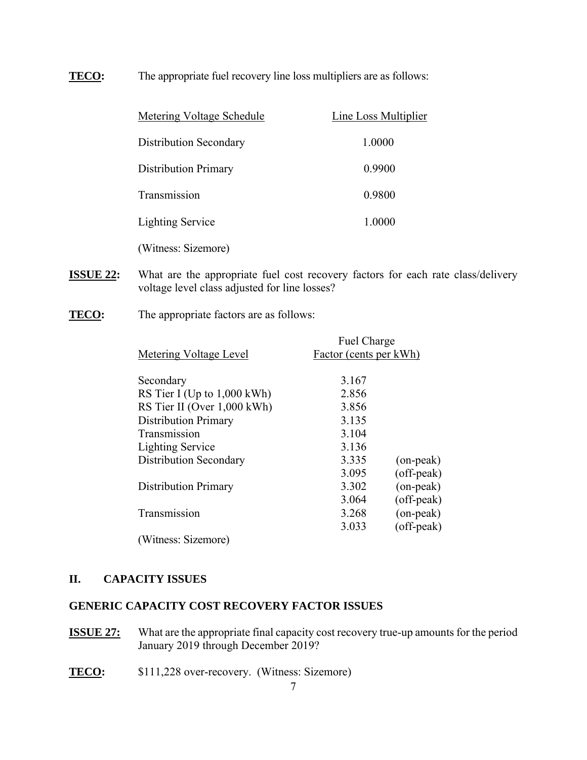**TECO:** The appropriate fuel recovery line loss multipliers are as follows:

| Metering Voltage Schedule | Line Loss Multiplier |
|---|---|
| Distribution Secondary | 1.0000 |
| Distribution Primary | 0.9900 |
| Transmission | 0.9800 |
| Lighting Service | 1.0000 |

(Witness: Sizemore)

**ISSUE 22:** What are the appropriate fuel cost recovery factors for each rate class/delivery voltage level class adjusted for line losses?

**TECO:** The appropriate factors are as follows:

| Metering Voltage Level | Fuel Charge Factor (cents per kWh) | |
|---|---|---|
| Secondary | 3.167 | |
| RS Tier I (Up to 1,000 kWh) | 2.856 | |
| RS Tier II (Over 1,000 kWh) | 3.856 | |
| Distribution Primary | 3.135 | |
| Transmission | 3.104 | |
| Lighting Service | 3.136 | |
| Distribution Secondary | 3.335 | (on-peak) |
| | 3.095 | (off-peak) |
| Distribution Primary | 3.302 | (on-peak) |
| | 3.064 | (off-peak) |
| Transmission | 3.268 | (on-peak) |
| | 3.033 | (off-peak) |

(Witness: Sizemore)

## II. CAPACITY ISSUES

### GENERIC CAPACITY COST RECOVERY FACTOR ISSUES

**ISSUE 27:** What are the appropriate final capacity cost recovery true-up amounts for the period January 2019 through December 2019?

**TECO:** $111,228 over-recovery. (Witness: Sizemore)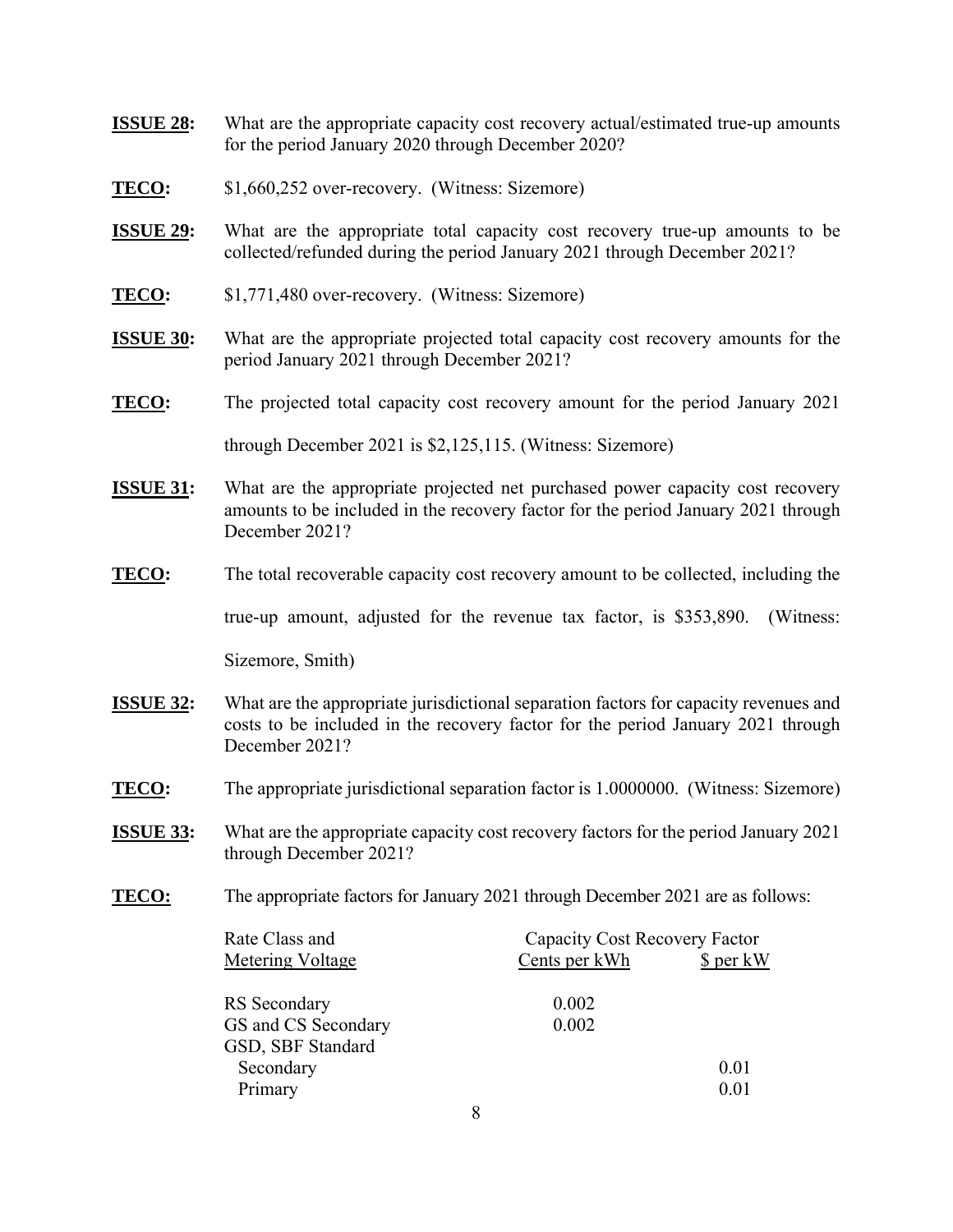**ISSUE 28:** What are the appropriate capacity cost recovery actual/estimated true-up amounts for the period January 2020 through December 2020?

**TECO:** $1,660,252 over-recovery. (Witness: Sizemore)

**ISSUE 29:** What are the appropriate total capacity cost recovery true-up amounts to be collected/refunded during the period January 2021 through December 2021?

**TECO:** $1,771,480 over-recovery. (Witness: Sizemore)

**ISSUE 30:** What are the appropriate projected total capacity cost recovery amounts for the period January 2021 through December 2021?

**TECO:** The projected total capacity cost recovery amount for the period January 2021 through December 2021 is $2,125,115. (Witness: Sizemore)

**ISSUE 31:** What are the appropriate projected net purchased power capacity cost recovery amounts to be included in the recovery factor for the period January 2021 through December 2021?

**TECO:** The total recoverable capacity cost recovery amount to be collected, including the true-up amount, adjusted for the revenue tax factor, is $353,890. (Witness: Sizemore, Smith)

**ISSUE 32:** What are the appropriate jurisdictional separation factors for capacity revenues and costs to be included in the recovery factor for the period January 2021 through December 2021?

**TECO:** The appropriate jurisdictional separation factor is 1.0000000. (Witness: Sizemore)

**ISSUE 33:** What are the appropriate capacity cost recovery factors for the period January 2021 through December 2021?

**TECO:** The appropriate factors for January 2021 through December 2021 are as follows:

| Rate Class and Metering Voltage | Capacity Cost Recovery Factor Cents per kWh | $ per kW |
|---|---|---|
| RS Secondary | 0.002 | |
| GS and CS Secondary | 0.002 | |
| GSD, SBF Standard | | |
| Secondary | | 0.01 |
| Primary | | 0.01 |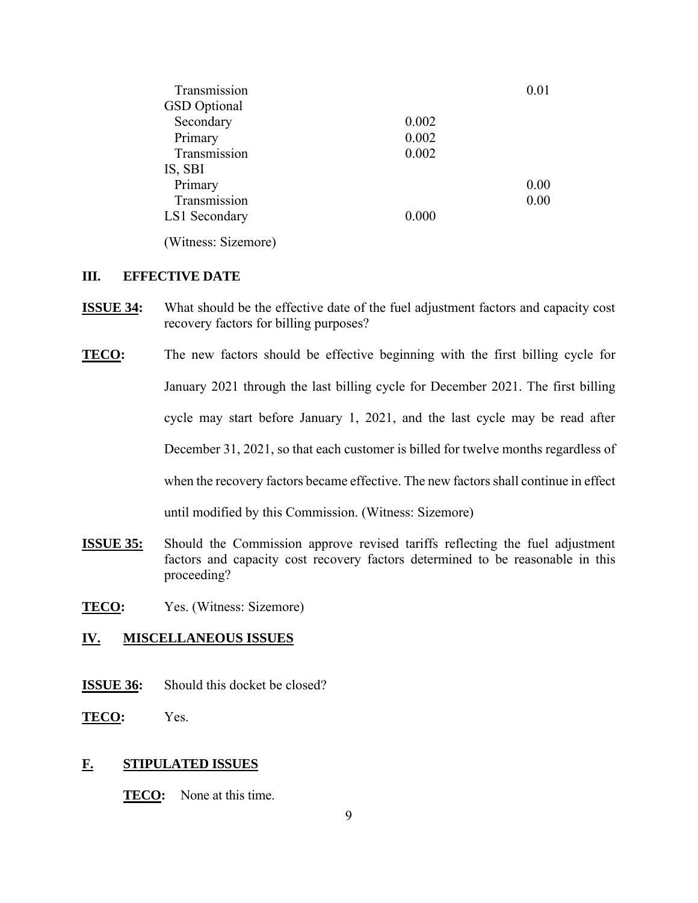| | | |
|---|---|---|
| Transmission | | 0.01 |
| GSD Optional | | |
| Secondary | 0.002 | |
| Primary | 0.002 | |
| Transmission | 0.002 | |
| IS, SBI | | |
| Primary | | 0.00 |
| Transmission | | 0.00 |
| LS1 Secondary | 0.000 | |

(Witness: Sizemore)

## III. EFFECTIVE DATE

**ISSUE 34:** What should be the effective date of the fuel adjustment factors and capacity cost recovery factors for billing purposes?

**TECO:** The new factors should be effective beginning with the first billing cycle for January 2021 through the last billing cycle for December 2021. The first billing cycle may start before January 1, 2021, and the last cycle may be read after December 31, 2021, so that each customer is billed for twelve months regardless of when the recovery factors became effective. The new factors shall continue in effect until modified by this Commission. (Witness: Sizemore)

**ISSUE 35:** Should the Commission approve revised tariffs reflecting the fuel adjustment factors and capacity cost recovery factors determined to be reasonable in this proceeding?

**TECO:** Yes. (Witness: Sizemore)

## IV. MISCELLANEOUS ISSUES

**ISSUE 36:** Should this docket be closed?

**TECO:** Yes.

## F. STIPULATED ISSUES

**TECO:** None at this time.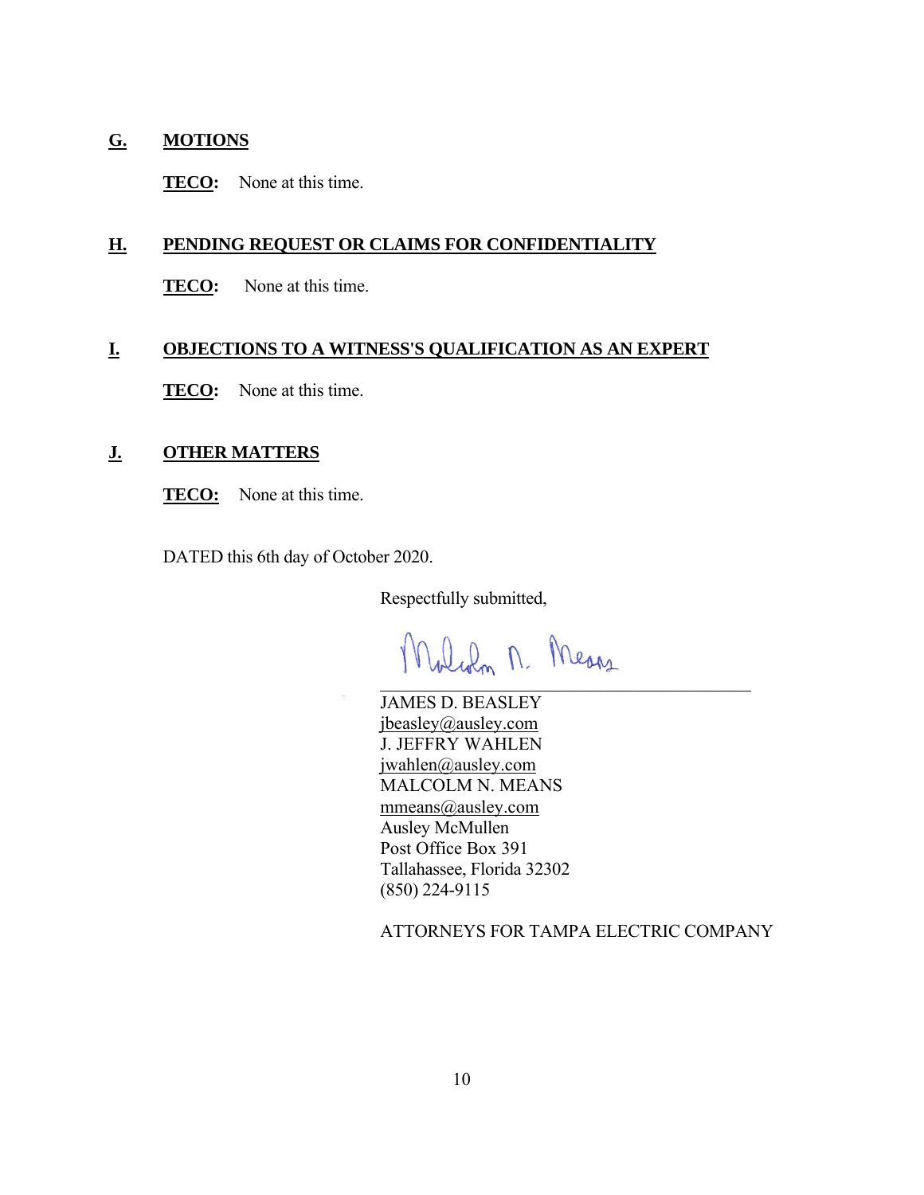## G. MOTIONS

**TECO:** None at this time.

## H. PENDING REQUEST OR CLAIMS FOR CONFIDENTIALITY

**TECO:** None at this time.

## I. OBJECTIONS TO A WITNESS'S QUALIFICATION AS AN EXPERT

**TECO:** None at this time.

## J. OTHER MATTERS

**TECO:** None at this time.

DATED this 6th day of October 2020.

Respectfully submitted,

Malcolm N. Means

JAMES D. BEASLEY
jbeasley@ausley.com
J. JEFFRY WAHLEN
jwahlen@ausley.com
MALCOLM N. MEANS
mmeans@ausley.com
Ausley McMullen
Post Office Box 391
Tallahassee, Florida 32302
(850) 224-9115

ATTORNEYS FOR TAMPA ELECTRIC COMPANY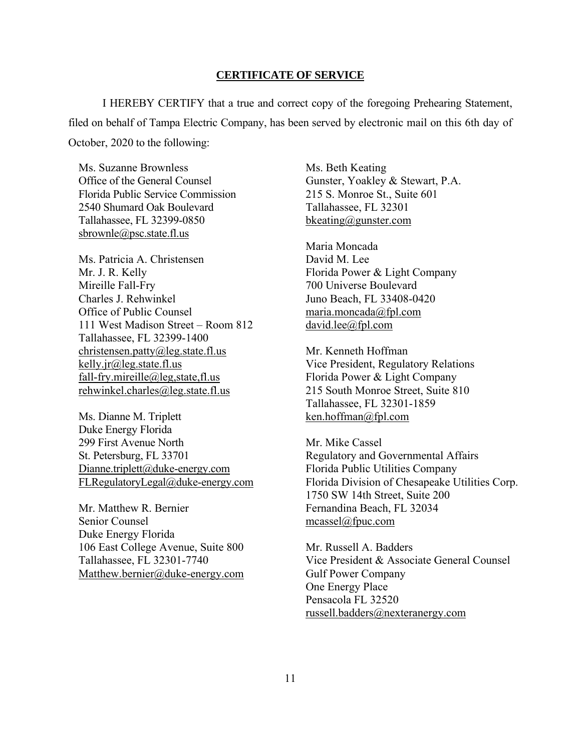## CERTIFICATE OF SERVICE

I HEREBY CERTIFY that a true and correct copy of the foregoing Prehearing Statement, filed on behalf of Tampa Electric Company, has been served by electronic mail on this 6th day of October, 2020 to the following:

Ms. Suzanne Brownless
Office of the General Counsel
Florida Public Service Commission
2540 Shumard Oak Boulevard
Tallahassee, FL 32399-0850
sbrownle@psc.state.fl.us

Ms. Patricia A. Christensen
Mr. J. R. Kelly
Mireille Fall-Fry
Charles J. Rehwinkel
Office of Public Counsel
111 West Madison Street – Room 812
Tallahassee, FL 32399-1400
christensen.patty@leg.state.fl.us
kelly.jr@leg.state.fl.us
fall-fry.mireille@leg,state,fl.us
rehwinkel.charles@leg.state.fl.us

Ms. Dianne M. Triplett
Duke Energy Florida
299 First Avenue North
St. Petersburg, FL 33701
Dianne.triplett@duke-energy.com
FLRegulatoryLegal@duke-energy.com

Mr. Matthew R. Bernier
Senior Counsel
Duke Energy Florida
106 East College Avenue, Suite 800
Tallahassee, FL 32301-7740
Matthew.bernier@duke-energy.com

Ms. Beth Keating
Gunster, Yoakley & Stewart, P.A.
215 S. Monroe St., Suite 601
Tallahassee, FL 32301
bkeating@gunster.com

Maria Moncada
David M. Lee
Florida Power & Light Company
700 Universe Boulevard
Juno Beach, FL 33408-0420
maria.moncada@fpl.com
david.lee@fpl.com

Mr. Kenneth Hoffman
Vice President, Regulatory Relations
Florida Power & Light Company
215 South Monroe Street, Suite 810
Tallahassee, FL 32301-1859
ken.hoffman@fpl.com

Mr. Mike Cassel
Regulatory and Governmental Affairs
Florida Public Utilities Company
Florida Division of Chesapeake Utilities Corp.
1750 SW 14th Street, Suite 200
Fernandina Beach, FL 32034
mcassel@fpuc.com

Mr. Russell A. Badders
Vice President & Associate General Counsel
Gulf Power Company
One Energy Place
Pensacola FL 32520
russell.badders@nexteranergy.com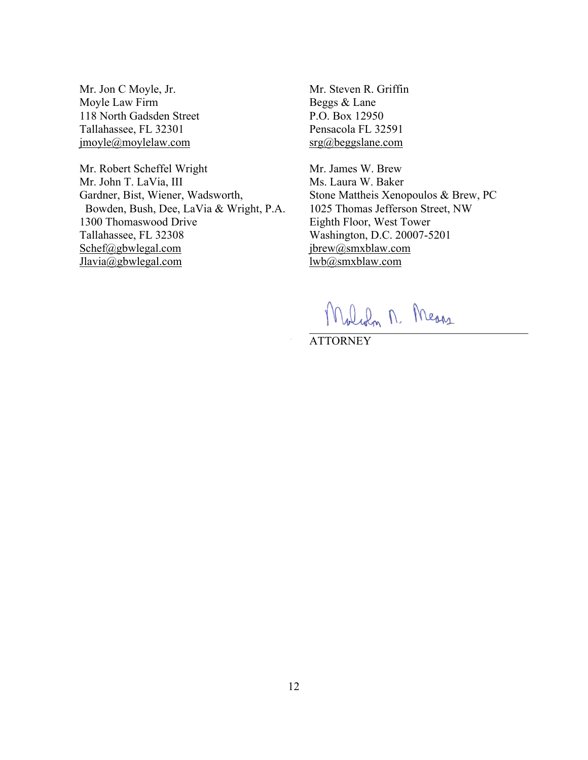Mr. Jon C Moyle, Jr.
Moyle Law Firm
118 North Gadsden Street
Tallahassee, FL 32301
jmoyle@moylelaw.com

Mr. Robert Scheffel Wright
Mr. John T. LaVia, III
Gardner, Bist, Wiener, Wadsworth,
Bowden, Bush, Dee, LaVia & Wright, P.A.
1300 Thomaswood Drive
Tallahassee, FL 32308
Schef@gbwlegal.com
Jlavia@gbwlegal.com

Mr. Steven R. Griffin
Beggs & Lane
P.O. Box 12950
Pensacola FL 32591
srg@beggslane.com

Mr. James W. Brew
Ms. Laura W. Baker
Stone Mattheis Xenopoulos & Brew, PC
1025 Thomas Jefferson Street, NW
Eighth Floor, West Tower
Washington, D.C. 20007-5201
jbrew@smxblaw.com
lwb@smxblaw.com

Malcolm N. Means

ATTORNEY